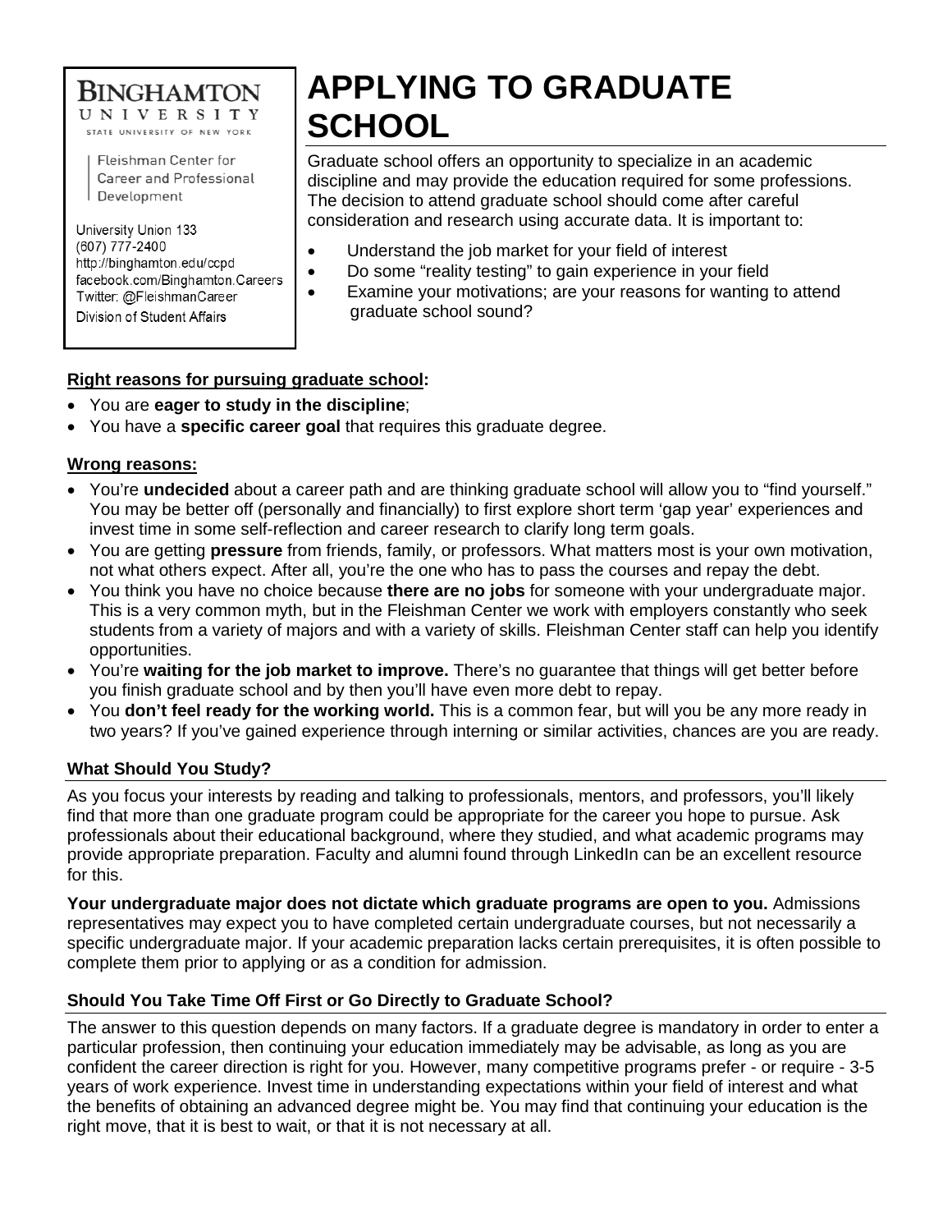**BINGHAMTON UNIVERSITY**
STATE UNIVERSITY OF NEW YORK

Fleishman Center for Career and Professional Development

University Union 133
(607) 777-2400
http://binghamton.edu/ccpd
facebook.com/Binghamton.Careers
Twitter: @FleishmanCareer
Division of Student Affairs

# APPLYING TO GRADUATE SCHOOL

Graduate school offers an opportunity to specialize in an academic discipline and may provide the education required for some professions. The decision to attend graduate school should come after careful consideration and research using accurate data. It is important to:

- Understand the job market for your field of interest
- Do some "reality testing" to gain experience in your field
- Examine your motivations; are your reasons for wanting to attend graduate school sound?

**Right reasons for pursuing graduate school:**

- You are **eager to study in the discipline**;
- You have a **specific career goal** that requires this graduate degree.

**Wrong reasons:**

- You're **undecided** about a career path and are thinking graduate school will allow you to "find yourself." You may be better off (personally and financially) to first explore short term 'gap year' experiences and invest time in some self-reflection and career research to clarify long term goals.
- You are getting **pressure** from friends, family, or professors. What matters most is your own motivation, not what others expect. After all, you're the one who has to pass the courses and repay the debt.
- You think you have no choice because **there are no jobs** for someone with your undergraduate major. This is a very common myth, but in the Fleishman Center we work with employers constantly who seek students from a variety of majors and with a variety of skills. Fleishman Center staff can help you identify opportunities.
- You're **waiting for the job market to improve.** There's no guarantee that things will get better before you finish graduate school and by then you'll have even more debt to repay.
- You **don't feel ready for the working world.** This is a common fear, but will you be any more ready in two years? If you've gained experience through interning or similar activities, chances are you are ready.

## What Should You Study?

As you focus your interests by reading and talking to professionals, mentors, and professors, you'll likely find that more than one graduate program could be appropriate for the career you hope to pursue. Ask professionals about their educational background, where they studied, and what academic programs may provide appropriate preparation. Faculty and alumni found through LinkedIn can be an excellent resource for this.

**Your undergraduate major does not dictate which graduate programs are open to you.** Admissions representatives may expect you to have completed certain undergraduate courses, but not necessarily a specific undergraduate major. If your academic preparation lacks certain prerequisites, it is often possible to complete them prior to applying or as a condition for admission.

## Should You Take Time Off First or Go Directly to Graduate School?

The answer to this question depends on many factors. If a graduate degree is mandatory in order to enter a particular profession, then continuing your education immediately may be advisable, as long as you are confident the career direction is right for you. However, many competitive programs prefer - or require - 3-5 years of work experience. Invest time in understanding expectations within your field of interest and what the benefits of obtaining an advanced degree might be. You may find that continuing your education is the right move, that it is best to wait, or that it is not necessary at all.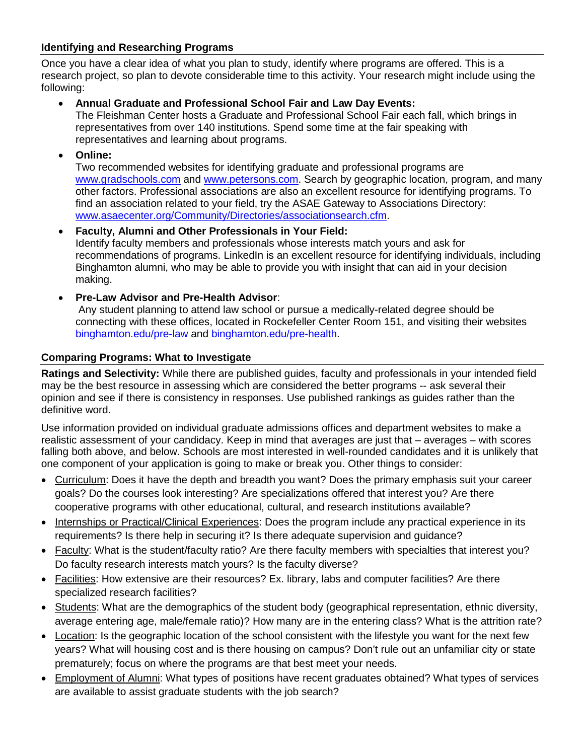## Identifying and Researching Programs

Once you have a clear idea of what you plan to study, identify where programs are offered. This is a research project, so plan to devote considerable time to this activity. Your research might include using the following:

- **Annual Graduate and Professional School Fair and Law Day Events:**
  The Fleishman Center hosts a Graduate and Professional School Fair each fall, which brings in representatives from over 140 institutions. Spend some time at the fair speaking with representatives and learning about programs.

- **Online:**
  Two recommended websites for identifying graduate and professional programs are www.gradschools.com and www.petersons.com. Search by geographic location, program, and many other factors. Professional associations are also an excellent resource for identifying programs. To find an association related to your field, try the ASAE Gateway to Associations Directory: www.asaecenter.org/Community/Directories/associationsearch.cfm.

- **Faculty, Alumni and Other Professionals in Your Field:**
  Identify faculty members and professionals whose interests match yours and ask for recommendations of programs. LinkedIn is an excellent resource for identifying individuals, including Binghamton alumni, who may be able to provide you with insight that can aid in your decision making.

- **Pre-Law Advisor and Pre-Health Advisor**:
  Any student planning to attend law school or pursue a medically-related degree should be connecting with these offices, located in Rockefeller Center Room 151, and visiting their websites binghamton.edu/pre-law and binghamton.edu/pre-health.

## Comparing Programs: What to Investigate

**Ratings and Selectivity:** While there are published guides, faculty and professionals in your intended field may be the best resource in assessing which are considered the better programs -- ask several their opinion and see if there is consistency in responses. Use published rankings as guides rather than the definitive word.

Use information provided on individual graduate admissions offices and department websites to make a realistic assessment of your candidacy. Keep in mind that averages are just that – averages – with scores falling both above, and below. Schools are most interested in well-rounded candidates and it is unlikely that one component of your application is going to make or break you. Other things to consider:

- Curriculum: Does it have the depth and breadth you want? Does the primary emphasis suit your career goals? Do the courses look interesting? Are specializations offered that interest you? Are there cooperative programs with other educational, cultural, and research institutions available?
- Internships or Practical/Clinical Experiences: Does the program include any practical experience in its requirements? Is there help in securing it? Is there adequate supervision and guidance?
- Faculty: What is the student/faculty ratio? Are there faculty members with specialties that interest you? Do faculty research interests match yours? Is the faculty diverse?
- Facilities: How extensive are their resources? Ex. library, labs and computer facilities? Are there specialized research facilities?
- Students: What are the demographics of the student body (geographical representation, ethnic diversity, average entering age, male/female ratio)? How many are in the entering class? What is the attrition rate?
- Location: Is the geographic location of the school consistent with the lifestyle you want for the next few years? What will housing cost and is there housing on campus? Don't rule out an unfamiliar city or state prematurely; focus on where the programs are that best meet your needs.
- Employment of Alumni: What types of positions have recent graduates obtained? What types of services are available to assist graduate students with the job search?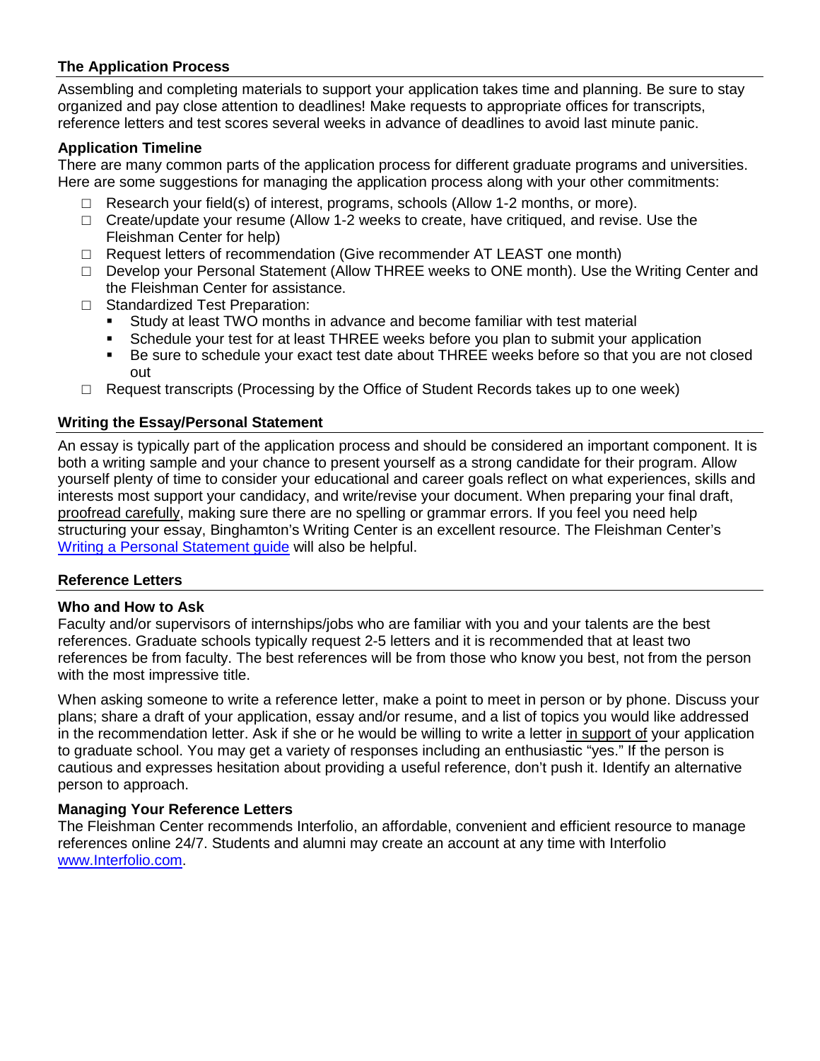## The Application Process

Assembling and completing materials to support your application takes time and planning. Be sure to stay organized and pay close attention to deadlines! Make requests to appropriate offices for transcripts, reference letters and test scores several weeks in advance of deadlines to avoid last minute panic.

### Application Timeline

There are many common parts of the application process for different graduate programs and universities. Here are some suggestions for managing the application process along with your other commitments:

- ☐ Research your field(s) of interest, programs, schools (Allow 1-2 months, or more).
- ☐ Create/update your resume (Allow 1-2 weeks to create, have critiqued, and revise. Use the Fleishman Center for help)
- ☐ Request letters of recommendation (Give recommender AT LEAST one month)
- ☐ Develop your Personal Statement (Allow THREE weeks to ONE month). Use the Writing Center and the Fleishman Center for assistance.
- ☐ Standardized Test Preparation:
  - Study at least TWO months in advance and become familiar with test material
  - Schedule your test for at least THREE weeks before you plan to submit your application
  - Be sure to schedule your exact test date about THREE weeks before so that you are not closed out
- ☐ Request transcripts (Processing by the Office of Student Records takes up to one week)

## Writing the Essay/Personal Statement

An essay is typically part of the application process and should be considered an important component. It is both a writing sample and your chance to present yourself as a strong candidate for their program. Allow yourself plenty of time to consider your educational and career goals reflect on what experiences, skills and interests most support your candidacy, and write/revise your document. When preparing your final draft, proofread carefully, making sure there are no spelling or grammar errors. If you feel you need help structuring your essay, Binghamton's Writing Center is an excellent resource. The Fleishman Center's Writing a Personal Statement guide will also be helpful.

## Reference Letters

### Who and How to Ask

Faculty and/or supervisors of internships/jobs who are familiar with you and your talents are the best references. Graduate schools typically request 2-5 letters and it is recommended that at least two references be from faculty. The best references will be from those who know you best, not from the person with the most impressive title.

When asking someone to write a reference letter, make a point to meet in person or by phone. Discuss your plans; share a draft of your application, essay and/or resume, and a list of topics you would like addressed in the recommendation letter. Ask if she or he would be willing to write a letter in support of your application to graduate school. You may get a variety of responses including an enthusiastic "yes." If the person is cautious and expresses hesitation about providing a useful reference, don't push it. Identify an alternative person to approach.

### Managing Your Reference Letters

The Fleishman Center recommends Interfolio, an affordable, convenient and efficient resource to manage references online 24/7. Students and alumni may create an account at any time with Interfolio www.Interfolio.com.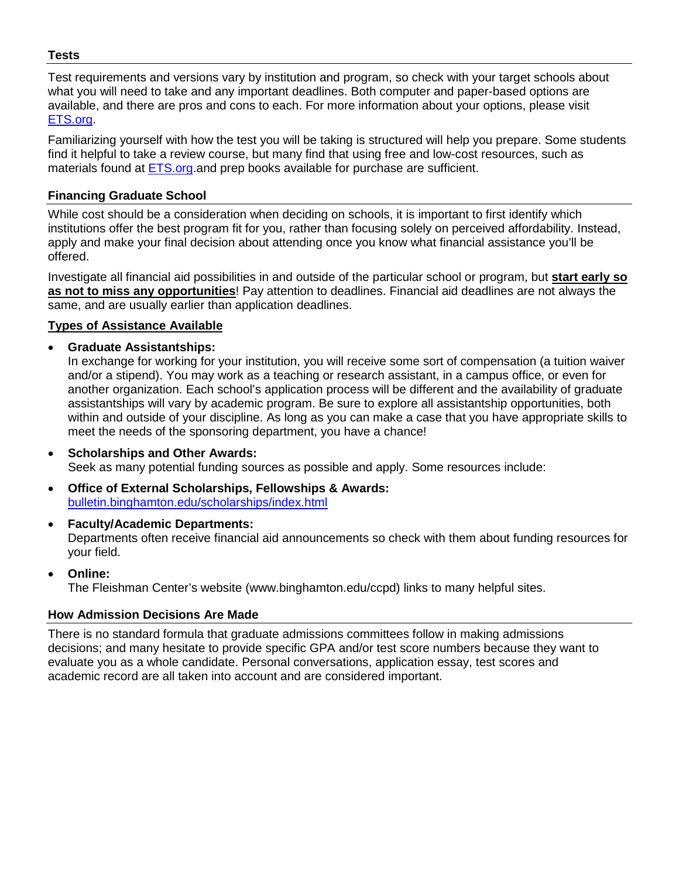## Tests

Test requirements and versions vary by institution and program, so check with your target schools about what you will need to take and any important deadlines. Both computer and paper-based options are available, and there are pros and cons to each. For more information about your options, please visit ETS.org.

Familiarizing yourself with how the test you will be taking is structured will help you prepare. Some students find it helpful to take a review course, but many find that using free and low-cost resources, such as materials found at ETS.org.and prep books available for purchase are sufficient.

## Financing Graduate School

While cost should be a consideration when deciding on schools, it is important to first identify which institutions offer the best program fit for you, rather than focusing solely on perceived affordability. Instead, apply and make your final decision about attending once you know what financial assistance you'll be offered.

Investigate all financial aid possibilities in and outside of the particular school or program, but **start early so as not to miss any opportunities**! Pay attention to deadlines. Financial aid deadlines are not always the same, and are usually earlier than application deadlines.

### Types of Assistance Available

- **Graduate Assistantships:**
  In exchange for working for your institution, you will receive some sort of compensation (a tuition waiver and/or a stipend). You may work as a teaching or research assistant, in a campus office, or even for another organization. Each school's application process will be different and the availability of graduate assistantships will vary by academic program. Be sure to explore all assistantship opportunities, both within and outside of your discipline. As long as you can make a case that you have appropriate skills to meet the needs of the sponsoring department, you have a chance!
- **Scholarships and Other Awards:**
  Seek as many potential funding sources as possible and apply. Some resources include:
- **Office of External Scholarships, Fellowships & Awards:**
  bulletin.binghamton.edu/scholarships/index.html
- **Faculty/Academic Departments:**
  Departments often receive financial aid announcements so check with them about funding resources for your field.
- **Online:**
  The Fleishman Center's website (www.binghamton.edu/ccpd) links to many helpful sites.

## How Admission Decisions Are Made

There is no standard formula that graduate admissions committees follow in making admissions decisions; and many hesitate to provide specific GPA and/or test score numbers because they want to evaluate you as a whole candidate. Personal conversations, application essay, test scores and academic record are all taken into account and are considered important.